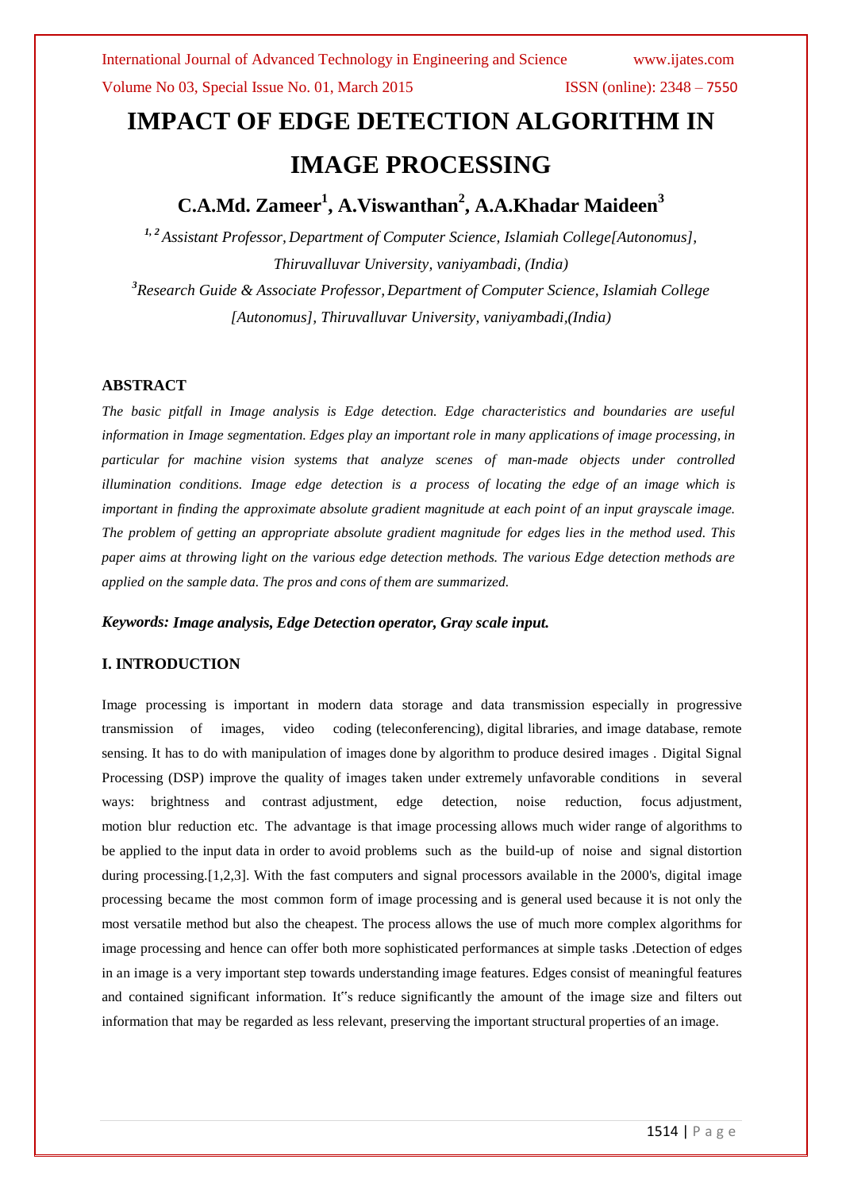# IMPACT OF EDGE DETECTION ALGORITHM IN IMAGE PROCESSING

**C.A.Md. Zameer[1], A.Viswanthan[2], A.A.Khadar Maideen[3]**

*[1, 2] Assistant Professor, Department of Computer Science, Islamiah College[Autonomus], Thiruvalluvar University, vaniyambadi, (India)*

*[3] Research Guide & Associate Professor, Department of Computer Science, Islamiah College [Autonomus], Thiruvalluvar University, vaniyambadi,(India)*

## ABSTRACT

*The basic pitfall in Image analysis is Edge detection. Edge characteristics and boundaries are useful information in Image segmentation. Edges play an important role in many applications of image processing, in particular for machine vision systems that analyze scenes of man-made objects under controlled illumination conditions. Image edge detection is a process of locating the edge of an image which is important in finding the approximate absolute gradient magnitude at each point of an input grayscale image. The problem of getting an appropriate absolute gradient magnitude for edges lies in the method used. This paper aims at throwing light on the various edge detection methods. The various Edge detection methods are applied on the sample data. The pros and cons of them are summarized.*

***Keywords: Image analysis, Edge Detection operator, Gray scale input.***

## I. INTRODUCTION

Image processing is important in modern data storage and data transmission especially in progressive transmission of images, video coding (teleconferencing), digital libraries, and image database, remote sensing. It has to do with manipulation of images done by algorithm to produce desired images . Digital Signal Processing (DSP) improve the quality of images taken under extremely unfavorable conditions in several ways: brightness and contrast adjustment, edge detection, noise reduction, focus adjustment, motion blur reduction etc. The advantage is that image processing allows much wider range of algorithms to be applied to the input data in order to avoid problems such as the build-up of noise and signal distortion during processing.[1,2,3]. With the fast computers and signal processors available in the 2000's, digital image processing became the most common form of image processing and is general used because it is not only the most versatile method but also the cheapest. The process allows the use of much more complex algorithms for image processing and hence can offer both more sophisticated performances at simple tasks .Detection of edges in an image is a very important step towards understanding image features. Edges consist of meaningful features and contained significant information. It"s reduce significantly the amount of the image size and filters out information that may be regarded as less relevant, preserving the important structural properties of an image.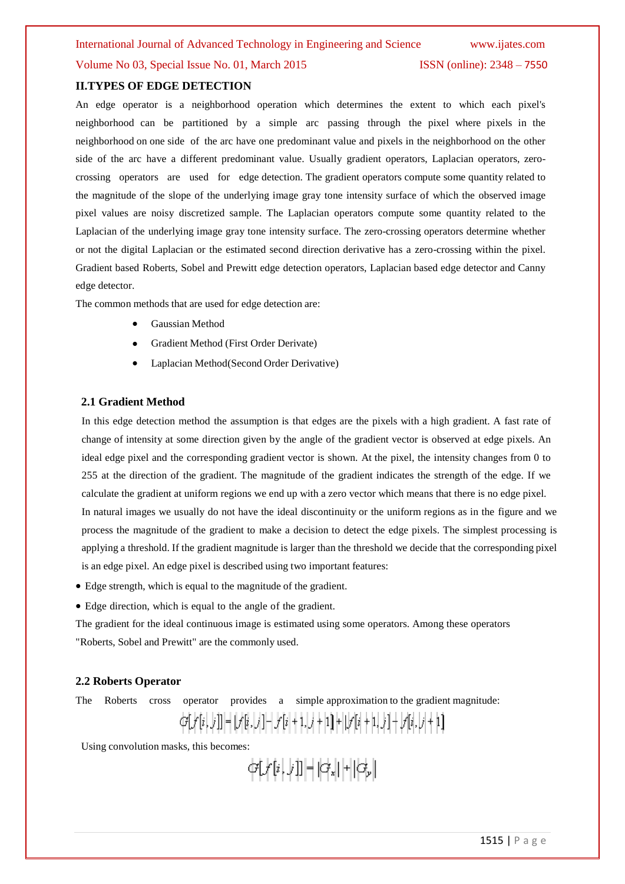## II.TYPES OF EDGE DETECTION

An edge operator is a neighborhood operation which determines the extent to which each pixel's neighborhood can be partitioned by a simple arc passing through the pixel where pixels in the neighborhood on one side of the arc have one predominant value and pixels in the neighborhood on the other side of the arc have a different predominant value. Usually gradient operators, Laplacian operators, zero-crossing operators are used for edge detection. The gradient operators compute some quantity related to the magnitude of the slope of the underlying image gray tone intensity surface of which the observed image pixel values are noisy discretized sample. The Laplacian operators compute some quantity related to the Laplacian of the underlying image gray tone intensity surface. The zero-crossing operators determine whether or not the digital Laplacian or the estimated second direction derivative has a zero-crossing within the pixel. Gradient based Roberts, Sobel and Prewitt edge detection operators, Laplacian based edge detector and Canny edge detector.

The common methods that are used for edge detection are:

- Gaussian Method
- Gradient Method (First Order Derivate)
- Laplacian Method(Second Order Derivative)

### 2.1 Gradient Method

In this edge detection method the assumption is that edges are the pixels with a high gradient. A fast rate of change of intensity at some direction given by the angle of the gradient vector is observed at edge pixels. An ideal edge pixel and the corresponding gradient vector is shown. At the pixel, the intensity changes from 0 to 255 at the direction of the gradient. The magnitude of the gradient indicates the strength of the edge. If we calculate the gradient at uniform regions we end up with a zero vector which means that there is no edge pixel. In natural images we usually do not have the ideal discontinuity or the uniform regions as in the figure and we process the magnitude of the gradient to make a decision to detect the edge pixels. The simplest processing is applying a threshold. If the gradient magnitude is larger than the threshold we decide that the corresponding pixel is an edge pixel. An edge pixel is described using two important features:

- Edge strength, which is equal to the magnitude of the gradient.
- Edge direction, which is equal to the angle of the gradient.

The gradient for the ideal continuous image is estimated using some operators. Among these operators "Roberts, Sobel and Prewitt" are the commonly used.

### 2.2 Roberts Operator

The Roberts cross operator provides a simple approximation to the gradient magnitude:

$$G[f[i,j]] = |f[i,j] - f[i+1,j+1]| + |f[i+1,j] - f[i,j+1]|$$

Using convolution masks, this becomes:

$$G[f[i,j]] = |G_x| + |G_y|$$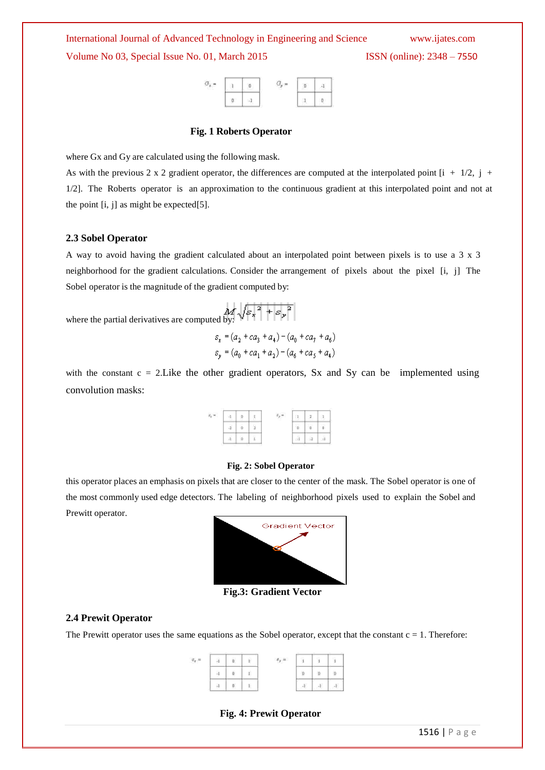$$G_x = \begin{bmatrix} 1 & 0 \\ 0 & -1 \end{bmatrix} \quad G_y = \begin{bmatrix} 0 & -1 \\ 1 & 0 \end{bmatrix}$$

**Fig. 1 Roberts Operator**

where Gx and Gy are calculated using the following mask.

As with the previous 2 x 2 gradient operator, the differences are computed at the interpolated point [i + 1/2, j + 1/2]. The Roberts operator is an approximation to the continuous gradient at this interpolated point and not at the point [i, j] as might be expected[5].

### 2.3 Sobel Operator

A way to avoid having the gradient calculated about an interpolated point between pixels is to use a 3 x 3 neighborhood for the gradient calculations. Consider the arrangement of pixels about the pixel [i, j] The Sobel operator is the magnitude of the gradient computed by:

$$M = \sqrt{s_x^2 + s_y^2}$$

where the partial derivatives are computed by:

$$s_x = (a_2 + ca_3 + a_4) - (a_0 + ca_7 + a_6)$$
$$s_y = (a_0 + ca_1 + a_2) - (a_6 + ca_5 + a_4)$$

with the constant c = 2.Like the other gradient operators, Sx and Sy can be implemented using convolution masks:

$$s_x = \begin{bmatrix} -1 & 0 & 1 \\ -2 & 0 & 2 \\ -1 & 0 & 1 \end{bmatrix} \quad s_y = \begin{bmatrix} 1 & 2 & 1 \\ 0 & 0 & 0 \\ -1 & -2 & -1 \end{bmatrix}$$

**Fig. 2: Sobel Operator**

this operator places an emphasis on pixels that are closer to the center of the mask. The Sobel operator is one of the most commonly used edge detectors. The labeling of neighborhood pixels used to explain the Sobel and Prewitt operator.

**Fig.3: Gradient Vector**

### 2.4 Prewit Operator

The Prewitt operator uses the same equations as the Sobel operator, except that the constant c = 1. Therefore:

$$s_x = \begin{bmatrix} -1 & 0 & 1 \\ -1 & 0 & 1 \\ -1 & 0 & 1 \end{bmatrix} \quad s_y = \begin{bmatrix} 1 & 1 & 1 \\ 0 & 0 & 0 \\ -1 & -1 & -1 \end{bmatrix}$$

**Fig. 4: Prewit Operator**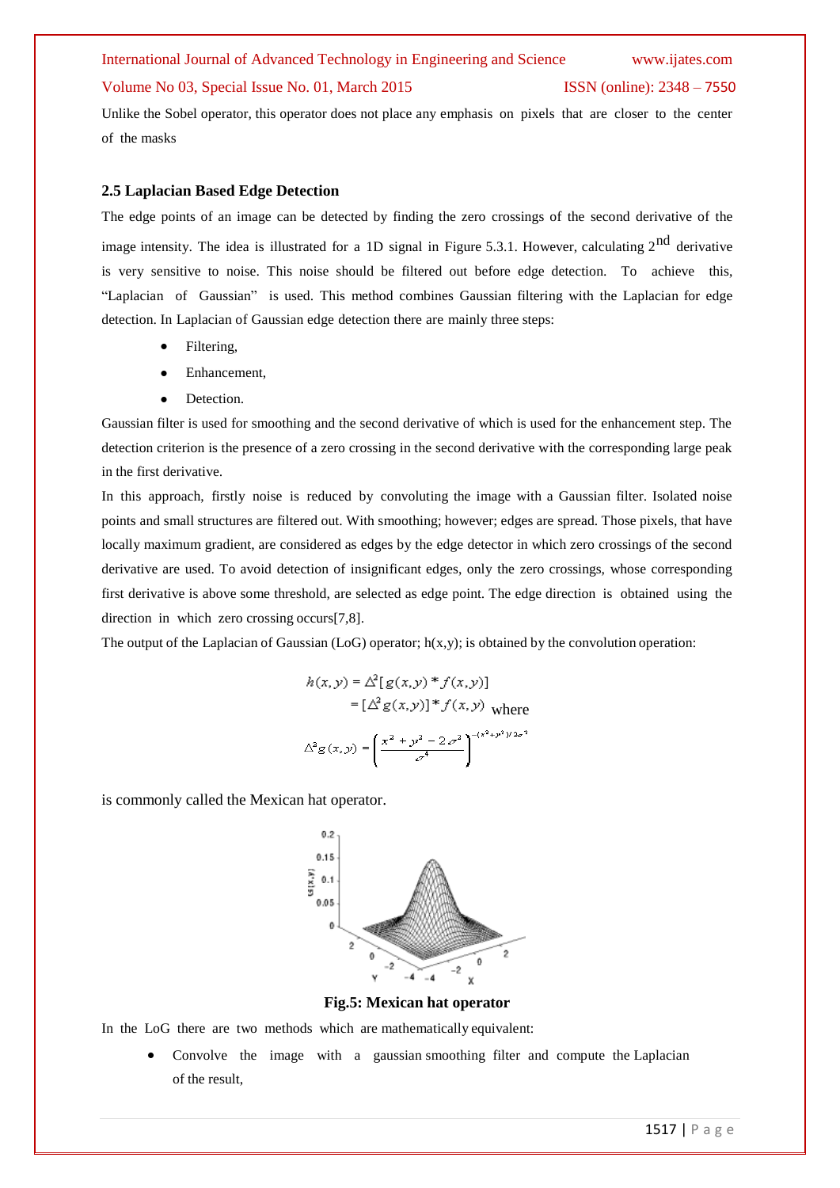Unlike the Sobel operator, this operator does not place any emphasis on pixels that are closer to the center of the masks

### 2.5 Laplacian Based Edge Detection

The edge points of an image can be detected by finding the zero crossings of the second derivative of the image intensity. The idea is illustrated for a 1D signal in Figure 5.3.1. However, calculating $2^{nd}$ derivative is very sensitive to noise. This noise should be filtered out before edge detection. To achieve this, "Laplacian of Gaussian" is used. This method combines Gaussian filtering with the Laplacian for edge detection. In Laplacian of Gaussian edge detection there are mainly three steps:

- Filtering,
- Enhancement,
- Detection.

Gaussian filter is used for smoothing and the second derivative of which is used for the enhancement step. The detection criterion is the presence of a zero crossing in the second derivative with the corresponding large peak in the first derivative.

In this approach, firstly noise is reduced by convoluting the image with a Gaussian filter. Isolated noise points and small structures are filtered out. With smoothing; however; edges are spread. Those pixels, that have locally maximum gradient, are considered as edges by the edge detector in which zero crossings of the second derivative are used. To avoid detection of insignificant edges, only the zero crossings, whose corresponding first derivative is above some threshold, are selected as edge point. The edge direction is obtained using the direction in which zero crossing occurs[7,8].

The output of the Laplacian of Gaussian (LoG) operator; h(x,y); is obtained by the convolution operation:

$$h(x,y) = \Delta^2[g(x,y) * f(x,y)]$$

$$= [\Delta^2 g(x,y)] * f(x,y) \text{ where}$$

$$\Delta^2 g(x,y) = \left(\frac{x^2 + y^2 - 2\sigma^2}{\sigma^4}\right)^{-(x^2+y^2)/2\sigma^2}$$

is commonly called the Mexican hat operator.

**Fig.5: Mexican hat operator**

In the LoG there are two methods which are mathematically equivalent:

- Convolve the image with a gaussian smoothing filter and compute the Laplacian of the result,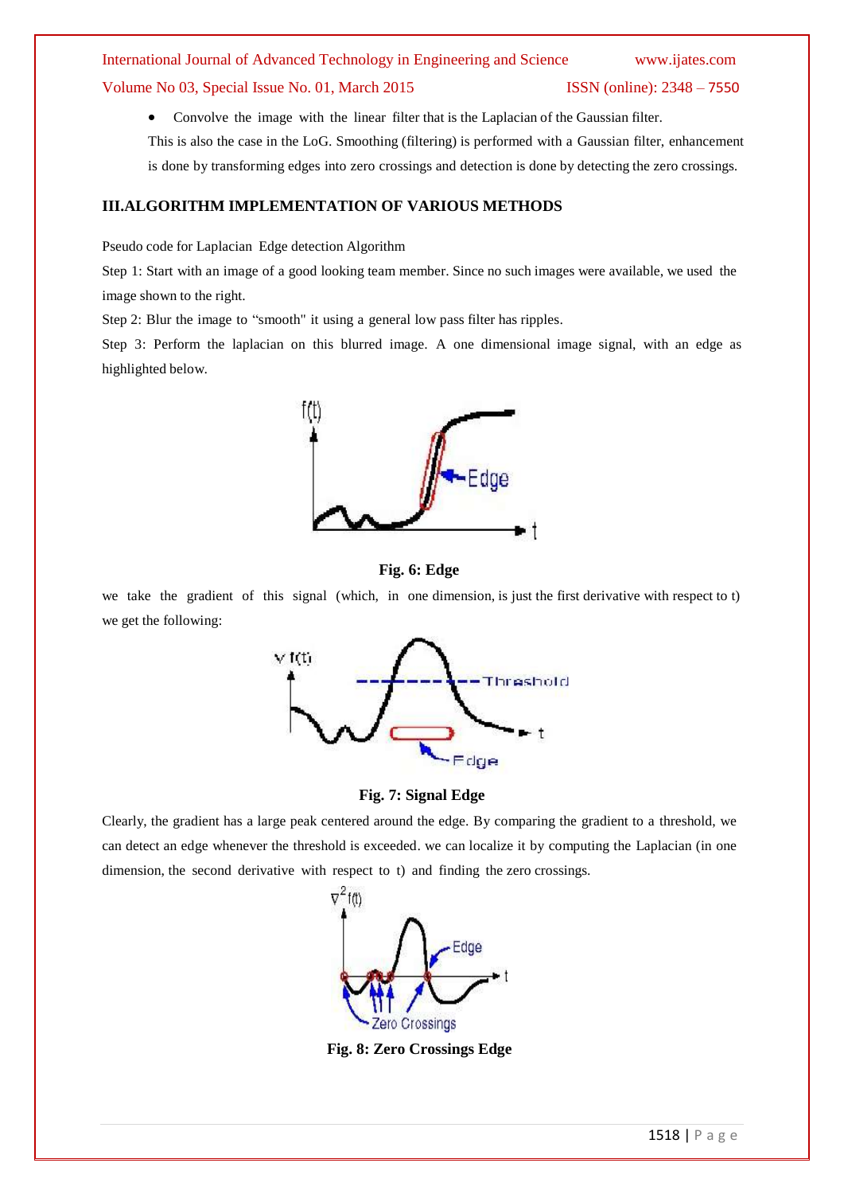- Convolve the image with the linear filter that is the Laplacian of the Gaussian filter.

This is also the case in the LoG. Smoothing (filtering) is performed with a Gaussian filter, enhancement is done by transforming edges into zero crossings and detection is done by detecting the zero crossings.

## III.ALGORITHM IMPLEMENTATION OF VARIOUS METHODS

Pseudo code for Laplacian Edge detection Algorithm

Step 1: Start with an image of a good looking team member. Since no such images were available, we used the image shown to the right.

Step 2: Blur the image to “smooth" it using a general low pass filter has ripples.

Step 3: Perform the laplacian on this blurred image. A one dimensional image signal, with an edge as highlighted below.

**Fig. 6: Edge**

we take the gradient of this signal (which, in one dimension, is just the first derivative with respect to t) we get the following:

**Fig. 7: Signal Edge**

Clearly, the gradient has a large peak centered around the edge. By comparing the gradient to a threshold, we can detect an edge whenever the threshold is exceeded. we can localize it by computing the Laplacian (in one dimension, the second derivative with respect to t) and finding the zero crossings.

**Fig. 8: Zero Crossings Edge**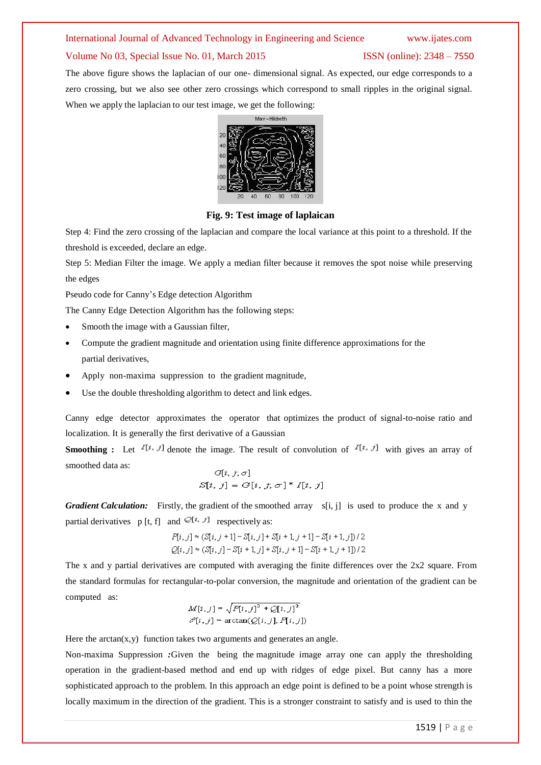The above figure shows the laplacian of our one- dimensional signal. As expected, our edge corresponds to a zero crossing, but we also see other zero crossings which correspond to small ripples in the original signal. When we apply the laplacian to our test image, we get the following:

**Fig. 9: Test image of laplaican**

Step 4: Find the zero crossing of the laplacian and compare the local variance at this point to a threshold. If the threshold is exceeded, declare an edge.

Step 5: Median Filter the image. We apply a median filter because it removes the spot noise while preserving the edges

Pseudo code for Canny's Edge detection Algorithm

The Canny Edge Detection Algorithm has the following steps:

- Smooth the image with a Gaussian filter,
- Compute the gradient magnitude and orientation using finite difference approximations for the partial derivatives,
- Apply non-maxima suppression to the gradient magnitude,
- Use the double thresholding algorithm to detect and link edges.

Canny edge detector approximates the operator that optimizes the product of signal-to-noise ratio and localization. It is generally the first derivative of a Gaussian

**Smoothing :** Let $I[i, j]$ denote the image. The result of convolution of $I[i, j]$ with gives an array of smoothed data as:

$$G[i, j; \sigma]$$

$$S[i, j] = G[i, j; \sigma] * I[i, j]$$

***Gradient Calculation:*** Firstly, the gradient of the smoothed array s[i, j] is used to produce the x and y partial derivatives p [t, f] and $Q[i, j]$ respectively as:

$$P[i, j] \approx (S[i, j+1] - S[i, j] + S[i+1, j+1] - S[i+1, j]) / 2$$

$$Q[i, j] \approx (S[i, j] - S[i+1, j] + S[i, j+1] - S[i+1, j+1]) / 2$$

The x and y partial derivatives are computed with averaging the finite differences over the 2x2 square. From the standard formulas for rectangular-to-polar conversion, the magnitude and orientation of the gradient can be computed as:

$$M[i, j] = \sqrt{P[i, j]^2 + Q[i, j]^2}$$

$$\theta[i, j] = \arctan(Q[i, j], P[i, j])$$

Here the arctan(x,y) function takes two arguments and generates an angle.

Non-maxima Suppression ***:***Given the being the magnitude image array one can apply the thresholding operation in the gradient-based method and end up with ridges of edge pixel. But canny has a more sophisticated approach to the problem. In this approach an edge point is defined to be a point whose strength is locally maximum in the direction of the gradient. This is a stronger constraint to satisfy and is used to thin the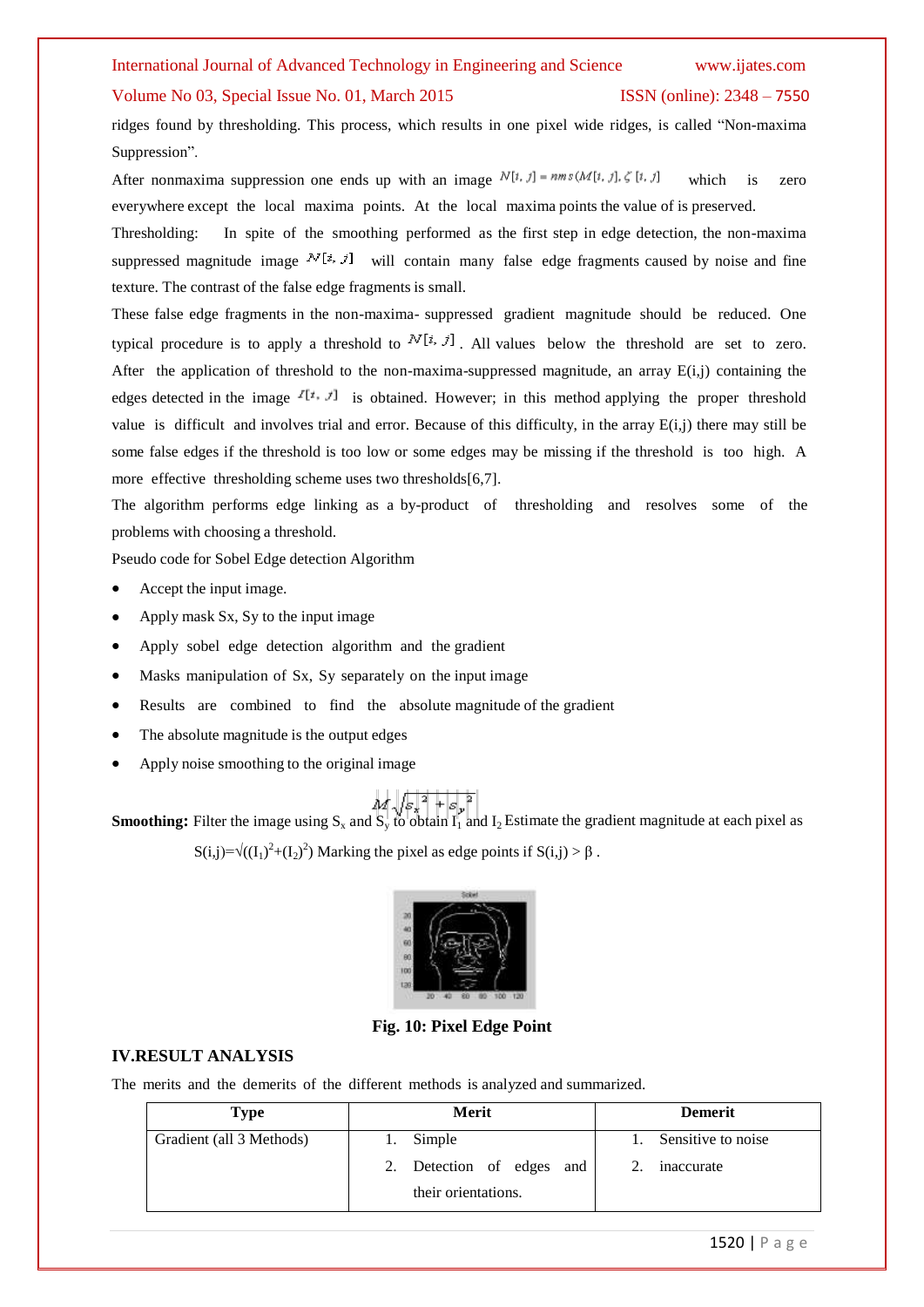ridges found by thresholding. This process, which results in one pixel wide ridges, is called “Non-maxima Suppression”.

After nonmaxima suppression one ends up with an image $N[i, j] = nms(M[i, j], \zeta[i, j])$ which is zero everywhere except the local maxima points. At the local maxima points the value of is preserved.

Thresholding: In spite of the smoothing performed as the first step in edge detection, the non-maxima suppressed magnitude image $N[i, j]$ will contain many false edge fragments caused by noise and fine texture. The contrast of the false edge fragments is small.

These false edge fragments in the non-maxima- suppressed gradient magnitude should be reduced. One typical procedure is to apply a threshold to $N[i, j]$. All values below the threshold are set to zero. After the application of threshold to the non-maxima-suppressed magnitude, an array E(i,j) containing the edges detected in the image $I[i, j]$ is obtained. However; in this method applying the proper threshold value is difficult and involves trial and error. Because of this difficulty, in the array E(i,j) there may still be some false edges if the threshold is too low or some edges may be missing if the threshold is too high. A more effective thresholding scheme uses two thresholds[6,7].

The algorithm performs edge linking as a by-product of thresholding and resolves some of the problems with choosing a threshold.

Pseudo code for Sobel Edge detection Algorithm

- Accept the input image.
- Apply mask Sx, Sy to the input image
- Apply sobel edge detection algorithm and the gradient
- Masks manipulation of Sx, Sy separately on the input image
- Results are combined to find the absolute magnitude of the gradient
- The absolute magnitude is the output edges
- Apply noise smoothing to the original image

$$M = \sqrt{s_x^2 + s_y^2}$$

**Smoothing:** Filter the image using $S_x$ and $S_y$ to obtain $I_1$ and $I_2$ Estimate the gradient magnitude at each pixel as $S(i,j)=\sqrt{((I_1)^2+(I_2)^2)}$ Marking the pixel as edge points if $S(i,j) > \beta$ .

**Fig. 10: Pixel Edge Point**

## IV.RESULT ANALYSIS

The merits and the demerits of the different methods is analyzed and summarized.

| Type | Merit | Demerit |
|---|---|---|
| Gradient (all 3 Methods) | 1. Simple<br>2. Detection of edges and their orientations. | 1. Sensitive to noise<br>2. inaccurate |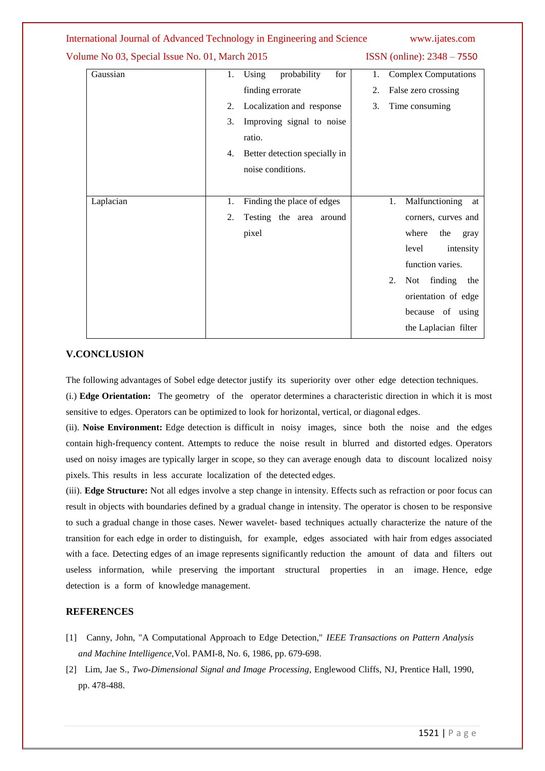| | | |
|---|---|---|
| Gaussian | 1. Using probability for finding errorate<br>2. Localization and response<br>3. Improving signal to noise ratio.<br>4. Better detection specially in noise conditions. | 1. Complex Computations<br>2. False zero crossing<br>3. Time consuming |
| Laplacian | 1. Finding the place of edges<br>2. Testing the area around pixel | 1. Malfunctioning at corners, curves and where the gray level intensity function varies.<br>2. Not finding the orientation of edge because of using the Laplacian filter |

## V.CONCLUSION

The following advantages of Sobel edge detector justify its superiority over other edge detection techniques.

(i.) **Edge Orientation:** The geometry of the operator determines a characteristic direction in which it is most sensitive to edges. Operators can be optimized to look for horizontal, vertical, or diagonal edges.

(ii). **Noise Environment:** Edge detection is difficult in noisy images, since both the noise and the edges contain high-frequency content. Attempts to reduce the noise result in blurred and distorted edges. Operators used on noisy images are typically larger in scope, so they can average enough data to discount localized noisy pixels. This results in less accurate localization of the detected edges.

(iii). **Edge Structure:** Not all edges involve a step change in intensity. Effects such as refraction or poor focus can result in objects with boundaries defined by a gradual change in intensity. The operator is chosen to be responsive to such a gradual change in those cases. Newer wavelet- based techniques actually characterize the nature of the transition for each edge in order to distinguish, for example, edges associated with hair from edges associated with a face. Detecting edges of an image represents significantly reduction the amount of data and filters out useless information, while preserving the important structural properties in an image. Hence, edge detection is a form of knowledge management.

## REFERENCES

[1] Canny, John, "A Computational Approach to Edge Detection," *IEEE Transactions on Pattern Analysis and Machine Intelligence,*Vol. PAMI-8, No. 6, 1986, pp. 679-698.

[2] Lim, Jae S., *Two-Dimensional Signal and Image Processing*, Englewood Cliffs, NJ, Prentice Hall, 1990, pp. 478-488.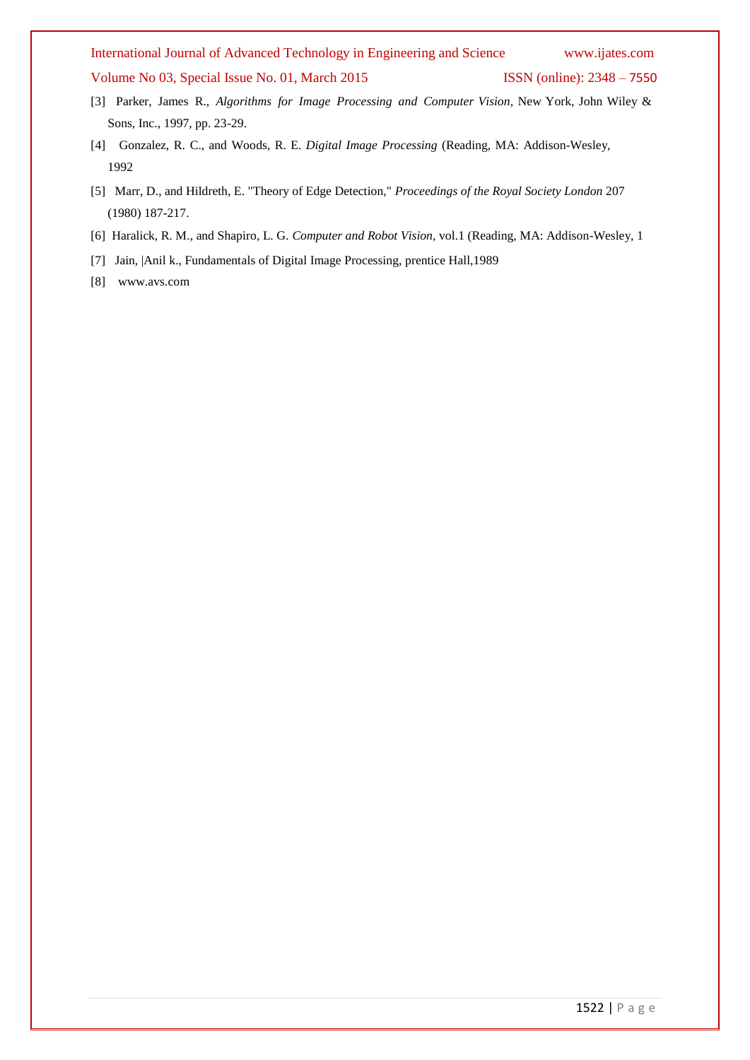[3] Parker, James R., *Algorithms for Image Processing and Computer Vision*, New York, John Wiley & Sons, Inc., 1997, pp. 23-29.

[4] Gonzalez, R. C., and Woods, R. E. *Digital Image Processing* (Reading, MA: Addison-Wesley, 1992

[5] Marr, D., and Hildreth, E. "Theory of Edge Detection," *Proceedings of the Royal Society London* 207 (1980) 187-217.

[6] Haralick, R. M., and Shapiro, L. G. *Computer and Robot Vision*, vol.1 (Reading, MA: Addison-Wesley, 1

[7] Jain, |Anil k., Fundamentals of Digital Image Processing, prentice Hall,1989

[8] www.avs.com